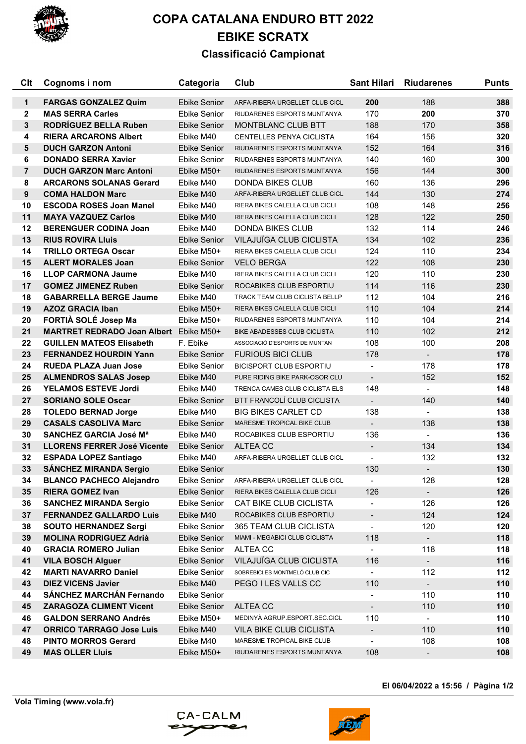# COPA CATALANA ENDURO BTT 2022

# EBIKE SCRATX

## Classificació Campionat

| Clt | Cognoms i nom | Categoria | Club | Sant Hilari | Riudarenes | Punts |
|---|---|---|---|---|---|---|
| 1 | **FARGAS GONZALEZ Quim** | Ebike Senior | ARFA-RIBERA URGELLET CLUB CICL | **200** | 188 | **388** |
| 2 | **MAS SERRA Carles** | Ebike Senior | RIUDARENES ESPORTS MUNTANYA | 170 | **200** | **370** |
| 3 | **RODRÍGUEZ BELLA Ruben** | Ebike Senior | MONTBLANC CLUB BTT | 188 | 170 | **358** |
| 4 | **RIERA ARCARONS Albert** | Ebike M40 | CENTELLES PENYA CICLISTA | 164 | 156 | **320** |
| 5 | **DUCH GARZON Antoni** | Ebike Senior | RIUDARENES ESPORTS MUNTANYA | 152 | 164 | **316** |
| 6 | **DONADO SERRA Xavier** | Ebike Senior | RIUDARENES ESPORTS MUNTANYA | 140 | 160 | **300** |
| 7 | **DUCH GARZON Marc Antoni** | Ebike M50+ | RIUDARENES ESPORTS MUNTANYA | 156 | 144 | **300** |
| 8 | **ARCARONS SOLANAS Gerard** | Ebike M40 | DONDA BIKES CLUB | 160 | 136 | **296** |
| 9 | **COMA HALDON Marc** | Ebike M40 | ARFA-RIBERA URGELLET CLUB CICL | 144 | 130 | **274** |
| 10 | **ESCODA ROSES Joan Manel** | Ebike M40 | RIERA BIKES CALELLA CLUB CICLI | 108 | 148 | **256** |
| 11 | **MAYA VAZQUEZ Carlos** | Ebike M40 | RIERA BIKES CALELLA CLUB CICLI | 128 | 122 | **250** |
| 12 | **BERENGUER CODINA Joan** | Ebike M40 | DONDA BIKES CLUB | 132 | 114 | **246** |
| 13 | **RIUS ROVIRA Lluis** | Ebike Senior | VILAJUÏGA CLUB CICLISTA | 134 | 102 | **236** |
| 14 | **TRILLO ORTEGA Oscar** | Ebike M50+ | RIERA BIKES CALELLA CLUB CICLI | 124 | 110 | **234** |
| 15 | **ALERT MORALES Joan** | Ebike Senior | VELO BERGA | 122 | 108 | **230** |
| 16 | **LLOP CARMONA Jaume** | Ebike M40 | RIERA BIKES CALELLA CLUB CICLI | 120 | 110 | **230** |
| 17 | **GOMEZ JIMENEZ Ruben** | Ebike Senior | ROCABIKES CLUB ESPORTIU | 114 | 116 | **230** |
| 18 | **GABARRELLA BERGE Jaume** | Ebike M40 | TRACK TEAM CLUB CICLISTA BELLP | 112 | 104 | **216** |
| 19 | **AZOZ GRACIA Iban** | Ebike M50+ | RIERA BIKES CALELLA CLUB CICLI | 110 | 104 | **214** |
| 20 | **FORTIÀ SOLÉ Josep Ma** | Ebike M50+ | RIUDARENES ESPORTS MUNTANYA | 110 | 104 | **214** |
| 21 | **MARTRET REDRADO Joan Albert** | Ebike M50+ | BIKE ABADESSES CLUB CICLISTA | 110 | 102 | **212** |
| 22 | **GUILLEN MATEOS Elisabeth** | F. Ebike | ASSOCIACIÓ D'ESPORTS DE MUNTAN | 108 | 100 | **208** |
| 23 | **FERNANDEZ HOURDIN Yann** | Ebike Senior | FURIOUS BICI CLUB | 178 | - | **178** |
| 24 | **RUEDA PLAZA Juan Jose** | Ebike Senior | BICISPORT CLUB ESPORTIU | - | 178 | **178** |
| 25 | **ALMENDROS SALAS Josep** | Ebike M40 | PURE RIDING BIKE PARK-OSOR CLU | - | 152 | **152** |
| 26 | **YELAMOS ESTEVE Jordi** | Ebike M40 | TRENCA CAMES CLUB CICLISTA ELS | 148 | - | **148** |
| 27 | **SORIANO SOLE Oscar** | Ebike Senior | BTT FRANCOLÍ CLUB CICLISTA | - | 140 | **140** |
| 28 | **TOLEDO BERNAD Jorge** | Ebike M40 | BIG BIKES CARLET CD | 138 | - | **138** |
| 29 | **CASALS CASOLIVA Marc** | Ebike Senior | MARESME TROPICAL BIKE CLUB | - | 138 | **138** |
| 30 | **SANCHEZ GARCIA José Mª** | Ebike M40 | ROCABIKES CLUB ESPORTIU | 136 | - | **136** |
| 31 | **LLORENS FERRER José Vicente** | Ebike Senior | ALTEA CC | - | 134 | **134** |
| 32 | **ESPADA LOPEZ Santiago** | Ebike M40 | ARFA-RIBERA URGELLET CLUB CICL | - | 132 | **132** |
| 33 | **SÁNCHEZ MIRANDA Sergio** | Ebike Senior | | 130 | - | **130** |
| 34 | **BLANCO PACHECO Alejandro** | Ebike Senior | ARFA-RIBERA URGELLET CLUB CICL | - | 128 | **128** |
| 35 | **RIERA GOMEZ Ivan** | Ebike Senior | RIERA BIKES CALELLA CLUB CICLI | 126 | - | **126** |
| 36 | **SANCHEZ MIRANDA Sergio** | Ebike Senior | CAT BIKE CLUB CICLISTA | - | 126 | **126** |
| 37 | **FERNANDEZ GALLARDO Luis** | Ebike M40 | ROCABIKES CLUB ESPORTIU | - | 124 | **124** |
| 38 | **SOUTO HERNANDEZ Sergi** | Ebike Senior | 365 TEAM CLUB CICLISTA | - | 120 | **120** |
| 39 | **MOLINA RODRIGUEZ Adrià** | Ebike Senior | MIAMI - MEGABICI CLUB CICLISTA | 118 | - | **118** |
| 40 | **GRACIA ROMERO Julian** | Ebike Senior | ALTEA CC | - | 118 | **118** |
| 41 | **VILA BOSCH Alguer** | Ebike Senior | VILAJUÏGA CLUB CICLISTA | 116 | - | **116** |
| 42 | **MARTI NAVARRO Daniel** | Ebike Senior | SOBREBICI.ES MONTMELÓ CLUB CIC | - | 112 | **112** |
| 43 | **DIEZ VICENS Javier** | Ebike M40 | PEGO I LES VALLS CC | 110 | - | **110** |
| 44 | **SÁNCHEZ MARCHÁN Fernando** | Ebike Senior | | - | 110 | **110** |
| 45 | **ZARAGOZA CLIMENT Vicent** | Ebike Senior | ALTEA CC | - | 110 | **110** |
| 46 | **GALDON SERRANO Andrés** | Ebike M50+ | MEDINYÀ AGRUP.ESPORT.SEC.CICL | 110 | - | **110** |
| 47 | **ORRICO TARRAGO Jose Luis** | Ebike M40 | VILA BIKE CLUB CICLISTA | - | 110 | **110** |
| 48 | **PINTO MORROS Gerard** | Ebike M40 | MARESME TROPICAL BIKE CLUB | - | 108 | **108** |
| 49 | **MAS OLLER Lluis** | Ebike M50+ | RIUDARENES ESPORTS MUNTANYA | 108 | - | **108** |

**El 06/04/2022 a 15:56**

**Vola Timing (www.vola.fr)**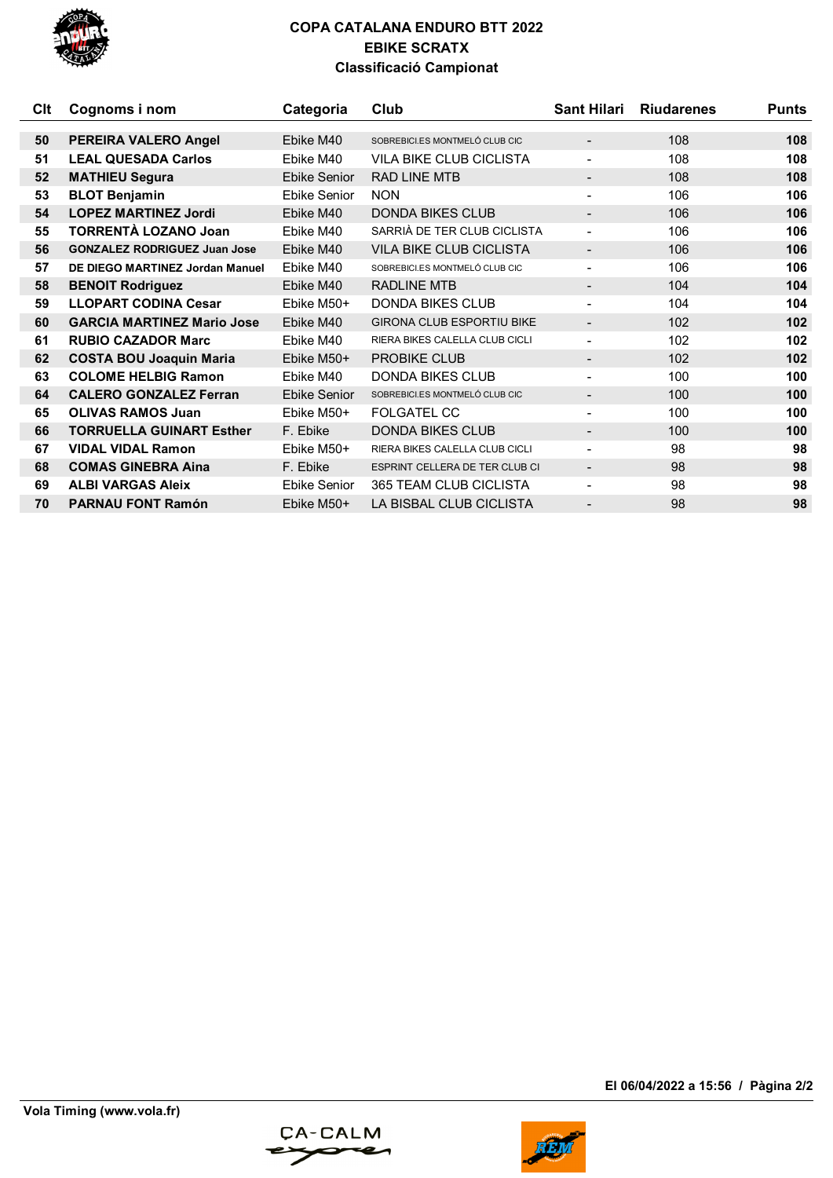# COPA CATALANA ENDURO BTT 2022
## EBIKE SCRATX
### Classificació Campionat

| Clt | Cognoms i nom | Categoria | Club | Sant Hilari | Riudarenes | Punts |
|---|---|---|---|---|---|---|
| 50 | **PEREIRA VALERO Angel** | Ebike M40 | SOBREBICI.ES MONTMELÓ CLUB CIC | - | 108 | **108** |
| 51 | **LEAL QUESADA Carlos** | Ebike M40 | VILA BIKE CLUB CICLISTA | - | 108 | **108** |
| 52 | **MATHIEU Segura** | Ebike Senior | RAD LINE MTB | - | 108 | **108** |
| 53 | **BLOT Benjamin** | Ebike Senior | NON | - | 106 | **106** |
| 54 | **LOPEZ MARTINEZ Jordi** | Ebike M40 | DONDA BIKES CLUB | - | 106 | **106** |
| 55 | **TORRENTÀ LOZANO Joan** | Ebike M40 | SARRIÀ DE TER CLUB CICLISTA | - | 106 | **106** |
| 56 | **GONZALEZ RODRIGUEZ Juan Jose** | Ebike M40 | VILA BIKE CLUB CICLISTA | - | 106 | **106** |
| 57 | **DE DIEGO MARTINEZ Jordan Manuel** | Ebike M40 | SOBREBICI.ES MONTMELÓ CLUB CIC | - | 106 | **106** |
| 58 | **BENOIT Rodriguez** | Ebike M40 | RADLINE MTB | - | 104 | **104** |
| 59 | **LLOPART CODINA Cesar** | Ebike M50+ | DONDA BIKES CLUB | - | 104 | **104** |
| 60 | **GARCIA MARTINEZ Mario Jose** | Ebike M40 | GIRONA CLUB ESPORTIU BIKE | - | 102 | **102** |
| 61 | **RUBIO CAZADOR Marc** | Ebike M40 | RIERA BIKES CALELLA CLUB CICLI | - | 102 | **102** |
| 62 | **COSTA BOU Joaquin Maria** | Ebike M50+ | PROBIKE CLUB | - | 102 | **102** |
| 63 | **COLOME HELBIG Ramon** | Ebike M40 | DONDA BIKES CLUB | - | 100 | **100** |
| 64 | **CALERO GONZALEZ Ferran** | Ebike Senior | SOBREBICI.ES MONTMELÓ CLUB CIC | - | 100 | **100** |
| 65 | **OLIVAS RAMOS Juan** | Ebike M50+ | FOLGATEL CC | - | 100 | **100** |
| 66 | **TORRUELLA GUINART Esther** | F. Ebike | DONDA BIKES CLUB | - | 100 | **100** |
| 67 | **VIDAL VIDAL Ramon** | Ebike M50+ | RIERA BIKES CALELLA CLUB CICLI | - | 98 | **98** |
| 68 | **COMAS GINEBRA Aina** | F. Ebike | ESPRINT CELLERA DE TER CLUB CI | - | 98 | **98** |
| 69 | **ALBI VARGAS Aleix** | Ebike Senior | 365 TEAM CLUB CICLISTA | - | 98 | **98** |
| 70 | **PARNAU FONT Ramón** | Ebike M50+ | LA BISBAL CLUB CICLISTA | - | 98 | **98** |

**El 06/04/2022 a 15:56**

**Vola Timing (www.vola.fr)**